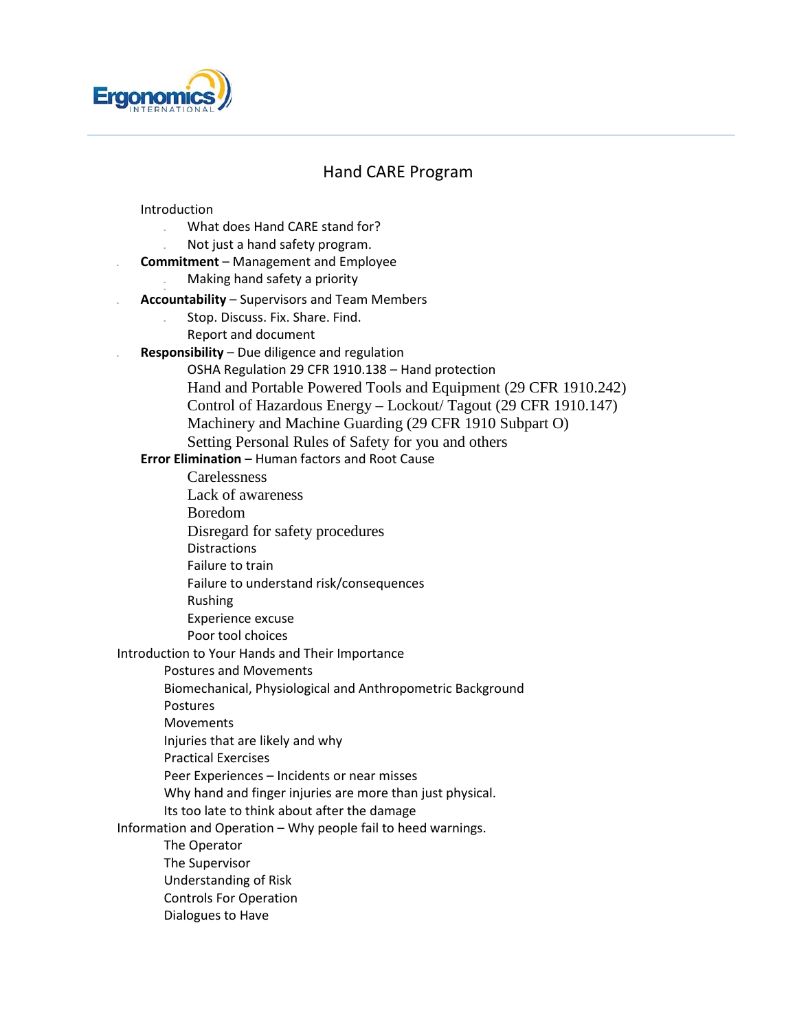Ergonomics INTERNATIONAL

# Hand CARE Program

- Introduction
  - What does Hand CARE stand for?
  - Not just a hand safety program.
- **Commitment** – Management and Employee
  - Making hand safety a priority
- **Accountability** – Supervisors and Team Members
  - Stop. Discuss. Fix. Share. Find.
  - Report and document
- **Responsibility** – Due diligence and regulation
  - OSHA Regulation 29 CFR 1910.138 – Hand protection
  - Hand and Portable Powered Tools and Equipment (29 CFR 1910.242)
  - Control of Hazardous Energy – Lockout/ Tagout (29 CFR 1910.147)
  - Machinery and Machine Guarding (29 CFR 1910 Subpart O)
  - Setting Personal Rules of Safety for you and others
- **Error Elimination** – Human factors and Root Cause
  - Carelessness
  - Lack of awareness
  - Boredom
  - Disregard for safety procedures
  - Distractions
  - Failure to train
  - Failure to understand risk/consequences
  - Rushing
  - Experience excuse
  - Poor tool choices

Introduction to Your Hands and Their Importance

- Postures and Movements
- Biomechanical, Physiological and Anthropometric Background
- Postures
- Movements
- Injuries that are likely and why
- Practical Exercises
- Peer Experiences – Incidents or near misses
- Why hand and finger injuries are more than just physical.
- Its too late to think about after the damage

Information and Operation – Why people fail to heed warnings.

- The Operator
- The Supervisor
- Understanding of Risk
- Controls For Operation
- Dialogues to Have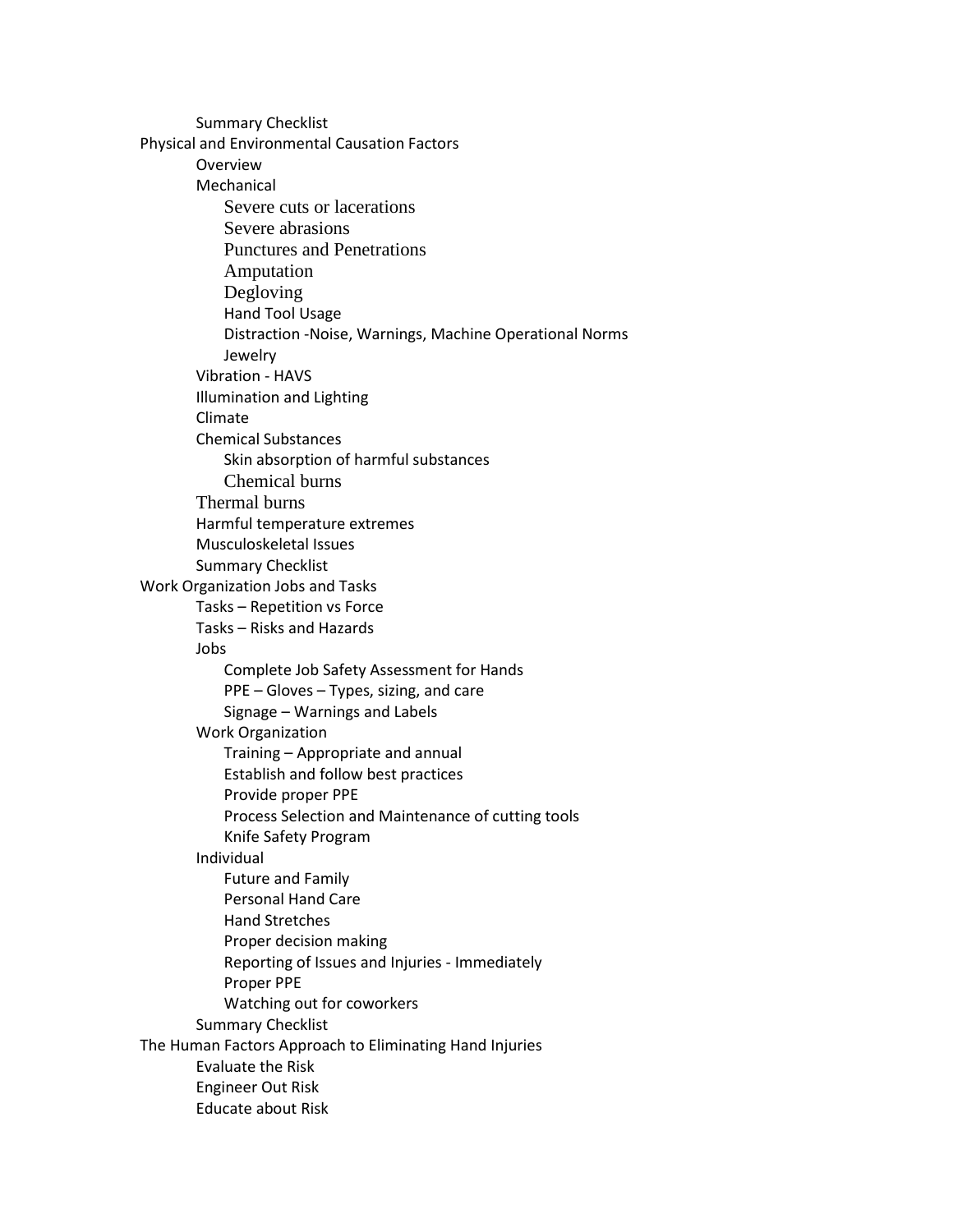- Summary Checklist
- Physical and Environmental Causation Factors
  - Overview
  - Mechanical
    - Severe cuts or lacerations
    - Severe abrasions
    - Punctures and Penetrations
    - Amputation
    - Degloving
    - Hand Tool Usage
    - Distraction -Noise, Warnings, Machine Operational Norms
    - Jewelry
  - Vibration - HAVS
  - Illumination and Lighting
  - Climate
  - Chemical Substances
    - Skin absorption of harmful substances
    - Chemical burns
  - Thermal burns
  - Harmful temperature extremes
  - Musculoskeletal Issues
  - Summary Checklist
- Work Organization Jobs and Tasks
  - Tasks – Repetition vs Force
  - Tasks – Risks and Hazards
  - Jobs
    - Complete Job Safety Assessment for Hands
    - PPE – Gloves – Types, sizing, and care
    - Signage – Warnings and Labels
  - Work Organization
    - Training – Appropriate and annual
    - Establish and follow best practices
    - Provide proper PPE
    - Process Selection and Maintenance of cutting tools
    - Knife Safety Program
  - Individual
    - Future and Family
    - Personal Hand Care
    - Hand Stretches
    - Proper decision making
    - Reporting of Issues and Injuries - Immediately
    - Proper PPE
    - Watching out for coworkers
  - Summary Checklist
- The Human Factors Approach to Eliminating Hand Injuries
  - Evaluate the Risk
  - Engineer Out Risk
  - Educate about Risk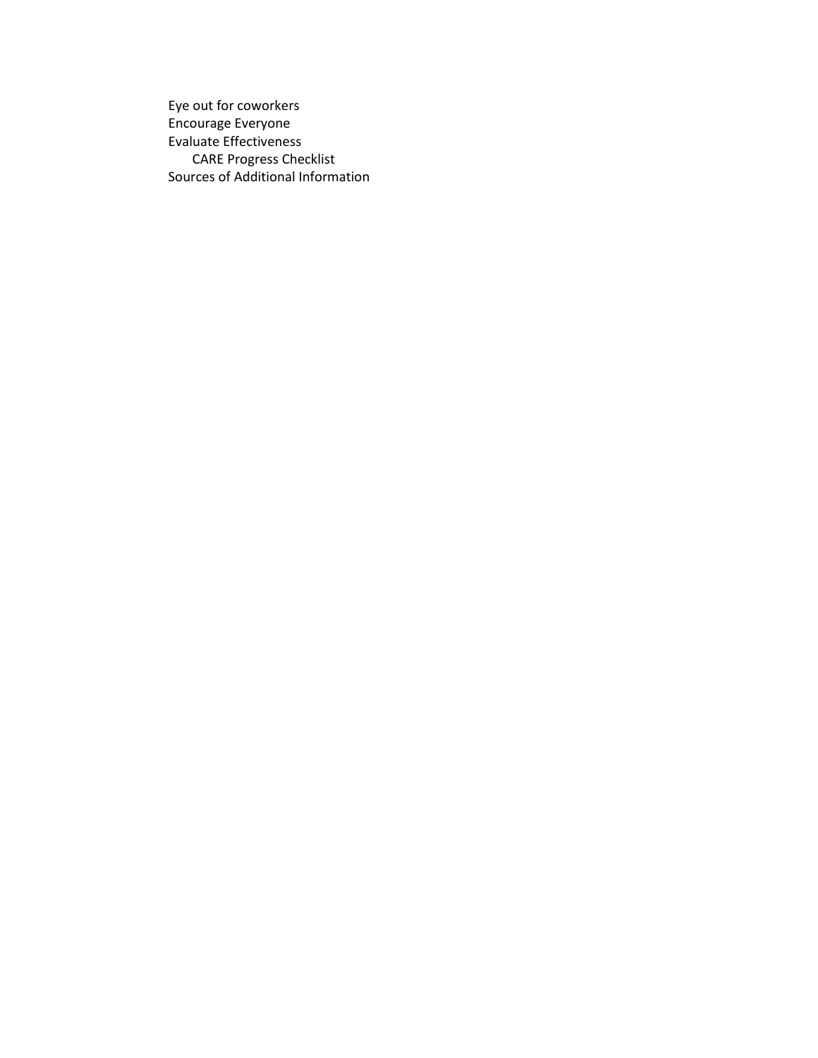Eye out for coworkers
Encourage Everyone
Evaluate Effectiveness
  CARE Progress Checklist
Sources of Additional Information